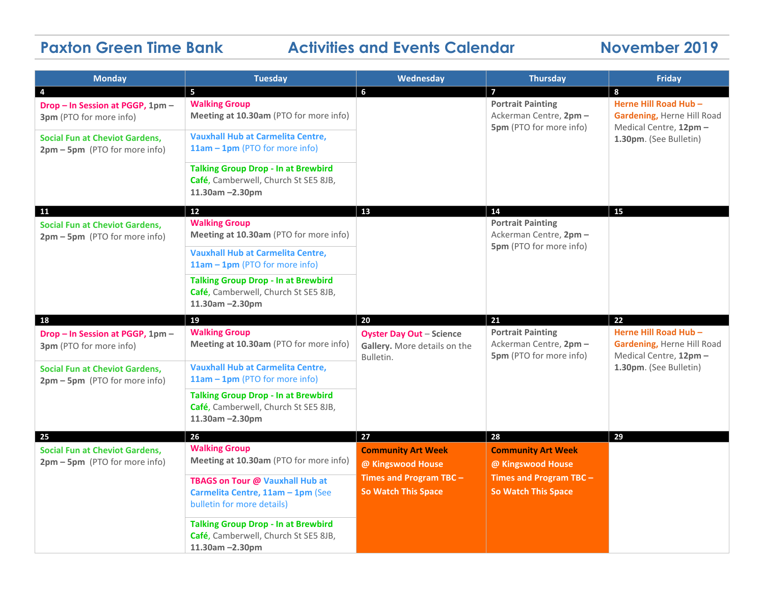# Paxton Green Time Bank — Activities and Events Calendar — November 2019

| Monday | Tuesday | Wednesday | Thursday | Friday |
|---|---|---|---|---|
| **4** | **5** | **6** | **7** | **8** |
| **Drop – In Session at PGGP, 1pm – 3pm** (PTO for more info)<br><br>**Social Fun at Cheviot Gardens, 2pm – 5pm** (PTO for more info) | **Walking Group**<br>**Meeting at 10.30am** (PTO for more info)<br><br>**Vauxhall Hub at Carmelita Centre, 11am – 1pm** (PTO for more info)<br><br>**Talking Group Drop - In at Brewbird Café**, Camberwell, Church St SE5 8JB, **11.30am –2.30pm** | | **Portrait Painting**<br>Ackerman Centre, **2pm – 5pm** (PTO for more info) | **Herne Hill Road Hub – Gardening,** Herne Hill Road Medical Centre, **12pm – 1.30pm**. (See Bulletin) |
| **11** | **12** | **13** | **14** | **15** |
| **Social Fun at Cheviot Gardens, 2pm – 5pm** (PTO for more info) | **Walking Group**<br>**Meeting at 10.30am** (PTO for more info)<br><br>**Vauxhall Hub at Carmelita Centre, 11am – 1pm** (PTO for more info)<br><br>**Talking Group Drop - In at Brewbird Café**, Camberwell, Church St SE5 8JB, **11.30am –2.30pm** | | **Portrait Painting**<br>Ackerman Centre, **2pm – 5pm** (PTO for more info) | |
| **18** | **19** | **20** | **21** | **22** |
| **Drop – In Session at PGGP, 1pm – 3pm** (PTO for more info)<br><br>**Social Fun at Cheviot Gardens, 2pm – 5pm** (PTO for more info) | **Walking Group**<br>**Meeting at 10.30am** (PTO for more info)<br><br>**Vauxhall Hub at Carmelita Centre, 11am – 1pm** (PTO for more info)<br><br>**Talking Group Drop - In at Brewbird Café**, Camberwell, Church St SE5 8JB, **11.30am –2.30pm** | **Oyster Day Out** – **Science Gallery.** More details on the Bulletin. | **Portrait Painting**<br>Ackerman Centre, **2pm – 5pm** (PTO for more info) | **Herne Hill Road Hub – Gardening,** Herne Hill Road Medical Centre, **12pm – 1.30pm**. (See Bulletin) |
| **25** | **26** | **27** | **28** | **29** |
| **Social Fun at Cheviot Gardens, 2pm – 5pm** (PTO for more info) | **Walking Group**<br>**Meeting at 10.30am** (PTO for more info)<br><br>**TBAGS on Tour @ Vauxhall Hub at Carmelita Centre, 11am – 1pm** (See bulletin for more details)<br><br>**Talking Group Drop - In at Brewbird Café**, Camberwell, Church St SE5 8JB, **11.30am –2.30pm** | **Community Art Week**<br>**@ Kingswood House**<br>**Times and Program TBC –**<br>**So Watch This Space** | **Community Art Week**<br>**@ Kingswood House**<br>**Times and Program TBC –**<br>**So Watch This Space** | |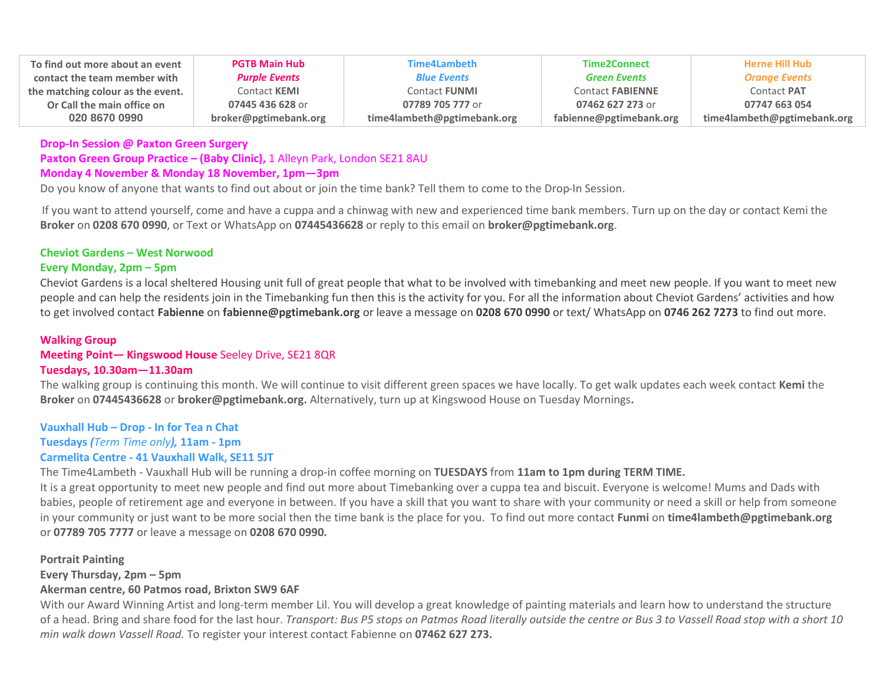| To find out more about an event contact the team member with the matching colour as the event. Or Call the main office on 020 8670 0990 | PGTB Main Hub *Purple Events* Contact **KEMI** **07445 436 628** or **broker@pgtimebank.org** | Time4Lambeth *Blue Events* Contact **FUNMI** **07789 705 777** or **time4lambeth@pgtimebank.org** | Time2Connect *Green Events* Contact **FABIENNE** **07462 627 273** or **fabienne@pgtimebank.org** | Herne Hill Hub *Orange Events* Contact **PAT** **07747 663 054** **time4lambeth@pgtimebank.org** |
|---|---|---|---|---|

**Drop-In Session @ Paxton Green Surgery**
**Paxton Green Group Practice – (Baby Clinic),** 1 Alleyn Park, London SE21 8AU
**Monday 4 November & Monday 18 November, 1pm—3pm**

Do you know of anyone that wants to find out about or join the time bank? Tell them to come to the Drop-In Session.

If you want to attend yourself, come and have a cuppa and a chinwag with new and experienced time bank members. Turn up on the day or contact Kemi the **Broker** on **0208 670 0990**, or Text or WhatsApp on **07445436628** or reply to this email on **broker@pgtimebank.org**.

**Cheviot Gardens – West Norwood**
**Every Monday, 2pm – 5pm**

Cheviot Gardens is a local sheltered Housing unit full of great people that what to be involved with timebanking and meet new people. If you want to meet new people and can help the residents join in the Timebanking fun then this is the activity for you. For all the information about Cheviot Gardens' activities and how to get involved contact **Fabienne** on **fabienne@pgtimebank.org** or leave a message on **0208 670 0990** or text/ WhatsApp on **0746 262 7273** to find out more.

**Walking Group**
**Meeting Point— Kingswood House** Seeley Drive, SE21 8QR
**Tuesdays, 10.30am—11.30am**

The walking group is continuing this month. We will continue to visit different green spaces we have locally. To get walk updates each week contact **Kemi** the **Broker** on **07445436628** or **broker@pgtimebank.org.** Alternatively, turn up at Kingswood House on Tuesday Mornings**.**

**Vauxhall Hub – Drop - In for Tea n Chat**
**Tuesdays *(Term Time only)*, 11am - 1pm**
**Carmelita Centre - 41 Vauxhall Walk, SE11 5JT**

The Time4Lambeth - Vauxhall Hub will be running a drop-in coffee morning on **TUESDAYS** from **11am to 1pm during TERM TIME.**
It is a great opportunity to meet new people and find out more about Timebanking over a cuppa tea and biscuit. Everyone is welcome! Mums and Dads with babies, people of retirement age and everyone in between. If you have a skill that you want to share with your community or need a skill or help from someone in your community or just want to be more social then the time bank is the place for you. To find out more contact **Funmi** on **time4lambeth@pgtimebank.org** or **07789 705 7777** or leave a message on **0208 670 0990.**

**Portrait Painting**
**Every Thursday, 2pm – 5pm**
**Akerman centre, 60 Patmos road, Brixton SW9 6AF**

With our Award Winning Artist and long-term member Lil. You will develop a great knowledge of painting materials and learn how to understand the structure of a head. Bring and share food for the last hour. *Transport: Bus P5 stops on Patmos Road literally outside the centre or Bus 3 to Vassell Road stop with a short 10 min walk down Vassell Road.* To register your interest contact Fabienne on **07462 627 273.**